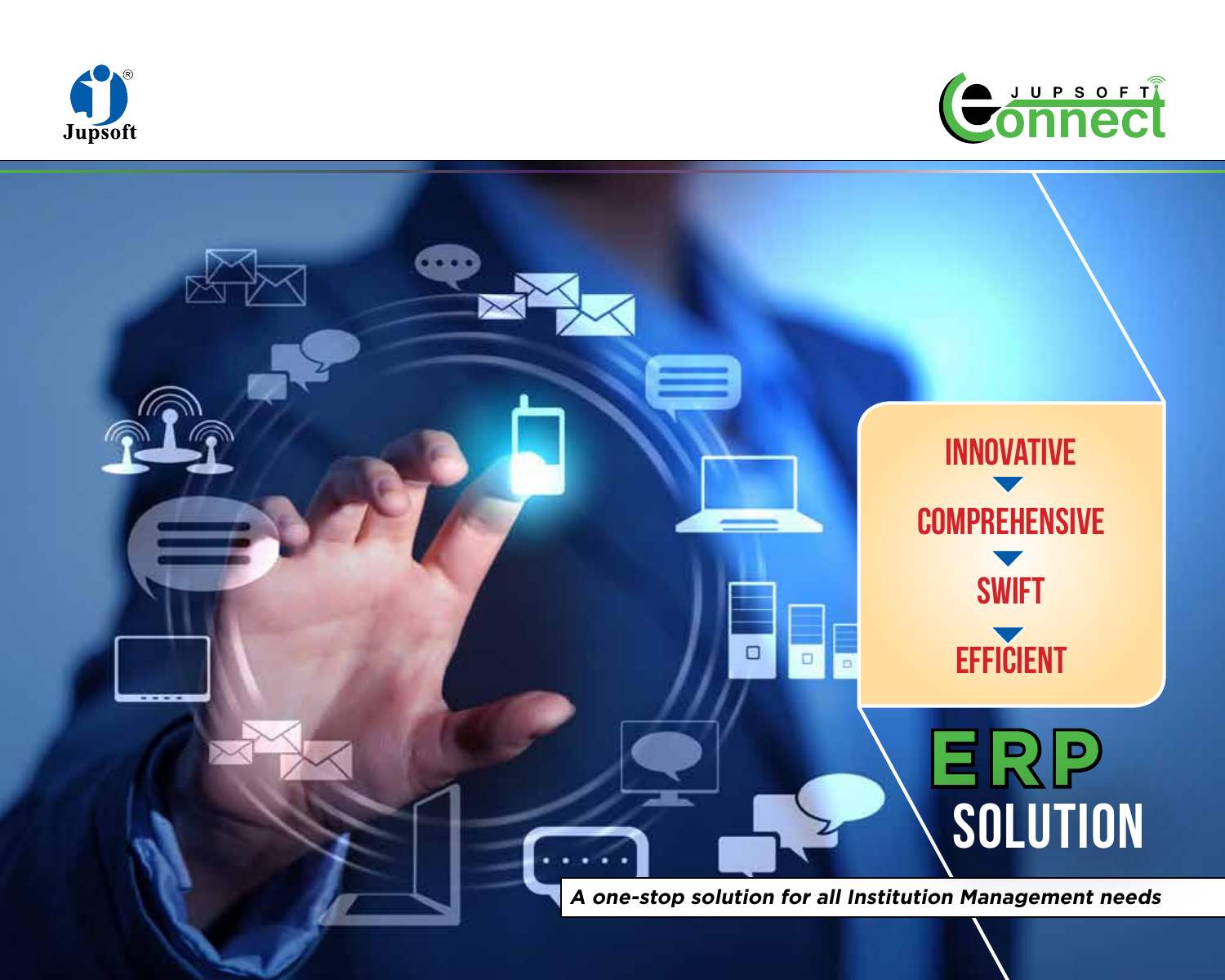Jupsoft

JUPSOFT Connect

INNOVATIVE

COMPREHENSIVE

SWIFT

EFFICIENT

# ERP SOLUTION

*A one-stop solution for all Institution Management needs*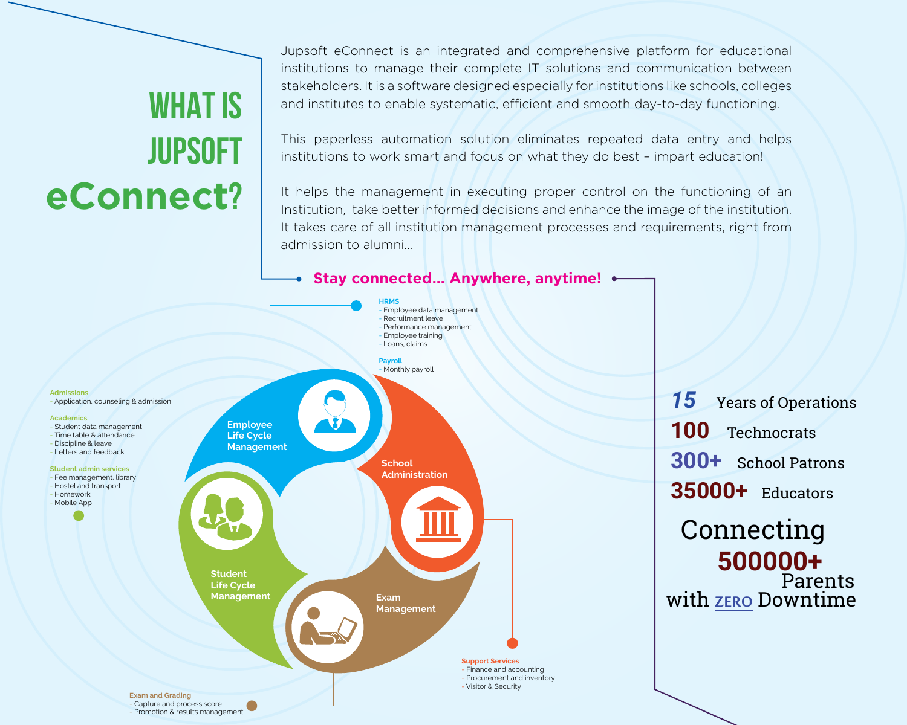# WHAT IS JUPSOFT eConnect?

Jupsoft eConnect is an integrated and comprehensive platform for educational institutions to manage their complete IT solutions and communication between stakeholders. It is a software designed especially for institutions like schools, colleges and institutes to enable systematic, efficient and smooth day-to-day functioning.

This paperless automation solution eliminates repeated data entry and helps institutions to work smart and focus on what they do best – impart education!

It helps the management in executing proper control on the functioning of an Institution, take better informed decisions and enhance the image of the institution. It takes care of all institution management processes and requirements, right from admission to alumni...

**Stay connected... Anywhere, anytime!**

## Employee Life Cycle Management

**HRMS**
- Employee data management
- Recruitment leave
- Performance management
- Employee training
- Loans, claims

**Payroll**
- Monthly payroll

## School Administration

**Support Services**
- Finance and accounting
- Procurement and inventory
- Visitor & Security

## Exam Management

**Exam and Grading**
- Capture and process score
- Promotion & results management

## Student Life Cycle Management

**Admissions**
- Application, counseling & admission

**Academics**
- Student data management
- Time table & attendance
- Discipline & leave
- Letters and feedback

**Student admin services**
- Fee management, library
- Hostel and transport
- Homework
- Mobile App

---

**15** Years of Operations

**100** Technocrats

**300+** School Patrons

**35000+** Educators

Connecting **500000+** Parents with ZERO Downtime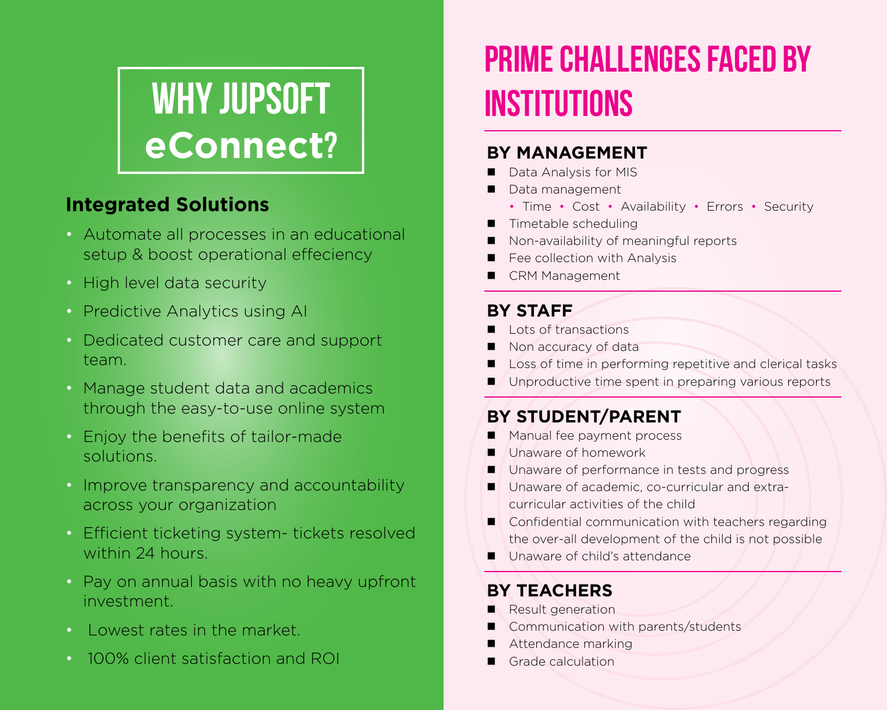# WHY JUPSOFT eConnect?

## Integrated Solutions

- Automate all processes in an educational setup & boost operational effeciency
- High level data security
- Predictive Analytics using AI
- Dedicated customer care and support team.
- Manage student data and academics through the easy-to-use online system
- Enjoy the benefits of tailor-made solutions.
- Improve transparency and accountability across your organization
- Efficient ticketing system- tickets resolved within 24 hours.
- Pay on annual basis with no heavy upfront investment.
- Lowest rates in the market.
- 100% client satisfaction and ROI

# PRIME CHALLENGES FACED BY INSTITUTIONS

## BY MANAGEMENT

- Data Analysis for MIS
- Data management
  - Time
  - Cost
  - Availability
  - Errors
  - Security
- Timetable scheduling
- Non-availability of meaningful reports
- Fee collection with Analysis
- CRM Management

## BY STAFF

- Lots of transactions
- Non accuracy of data
- Loss of time in performing repetitive and clerical tasks
- Unproductive time spent in preparing various reports

## BY STUDENT/PARENT

- Manual fee payment process
- Unaware of homework
- Unaware of performance in tests and progress
- Unaware of academic, co-curricular and extra-curricular activities of the child
- Confidential communication with teachers regarding the over-all development of the child is not possible
- Unaware of child's attendance

## BY TEACHERS

- Result generation
- Communication with parents/students
- Attendance marking
- Grade calculation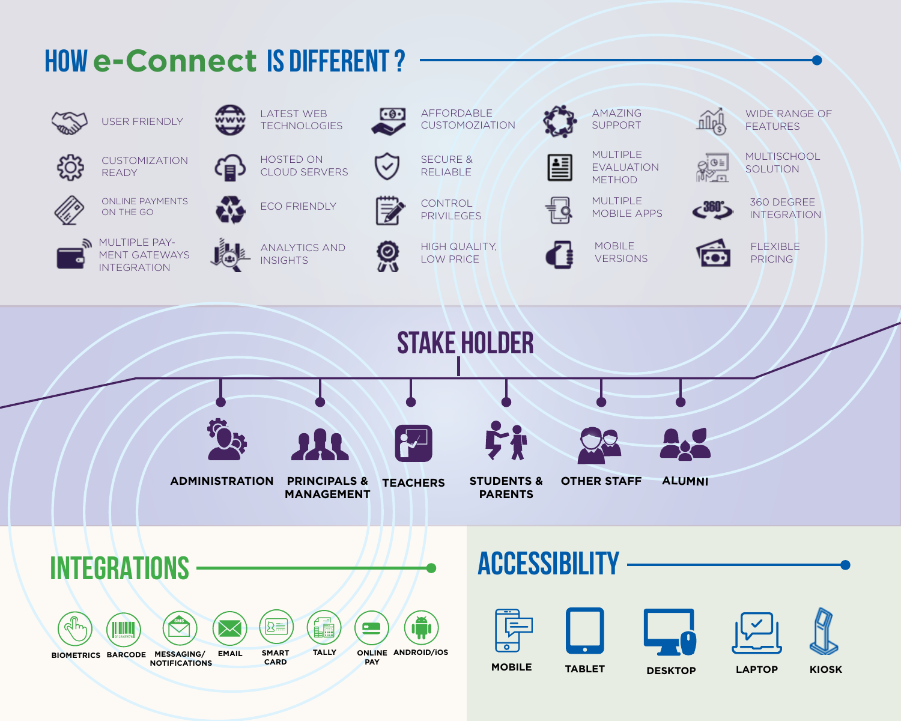# HOW e-Connect IS DIFFERENT ?

- USER FRIENDLY
- LATEST WEB TECHNOLOGIES
- AFFORDABLE CUSTOMOZIATION
- AMAZING SUPPORT
- WIDE RANGE OF FEATURES
- CUSTOMIZATION READY
- HOSTED ON CLOUD SERVERS
- SECURE & RELIABLE
- MULTIPLE EVALUATION METHOD
- MULTISCHOOL SOLUTION
- ONLINE PAYMENTS ON THE GO
- ECO FRIENDLY
- CONTROL PRIVILEGES
- MULTIPLE MOBILE APPS
- 360 DEGREE INTEGRATION
- MULTIPLE PAYMENT GATEWAYS INTEGRATION
- ANALYTICS AND INSIGHTS
- HIGH QUALITY, LOW PRICE
- MOBILE VERSIONS
- FLEXIBLE PRICING

## STAKE HOLDER

- ADMINISTRATION
- PRINCIPALS & MANAGEMENT
- TEACHERS
- STUDENTS & PARENTS
- OTHER STAFF
- ALUMNI

## INTEGRATIONS

- BIOMETRICS
- BARCODE
- MESSAGING/ NOTIFICATIONS
- EMAIL
- SMART CARD
- TALLY
- ONLINE PAY
- ANDROID/iOS

## ACCESSIBILITY

- MOBILE
- TABLET
- DESKTOP
- LAPTOP
- KIOSK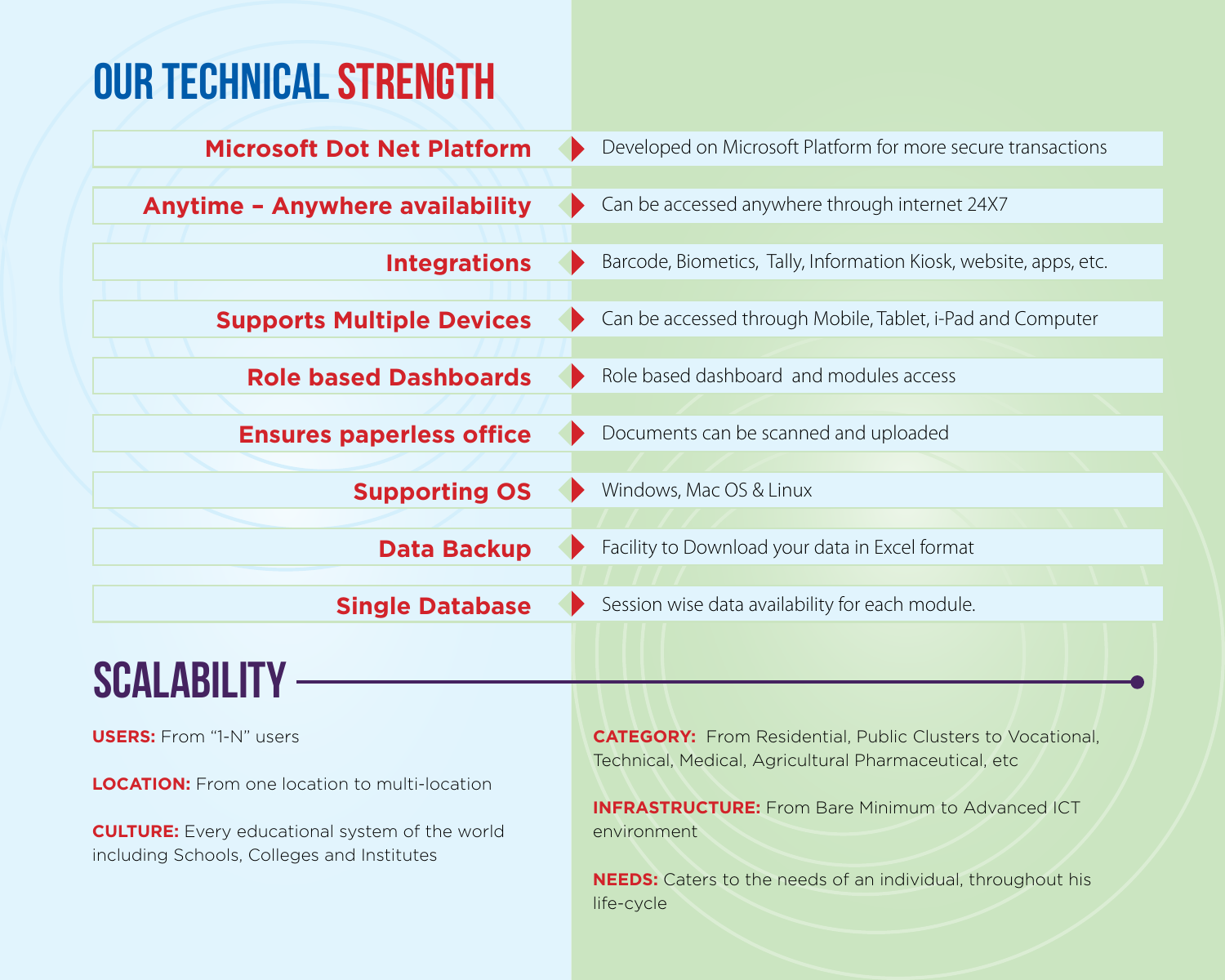# OUR TECHNICAL STRENGTH

| Feature | Description |
| --- | --- |
| **Microsoft Dot Net Platform** | Developed on Microsoft Platform for more secure transactions |
| **Anytime – Anywhere availability** | Can be accessed anywhere through internet 24X7 |
| **Integrations** | Barcode, Biometics, Tally, Information Kiosk, website, apps, etc. |
| **Supports Multiple Devices** | Can be accessed through Mobile, Tablet, i-Pad and Computer |
| **Role based Dashboards** | Role based dashboard and modules access |
| **Ensures paperless office** | Documents can be scanned and uploaded |
| **Supporting OS** | Windows, Mac OS & Linux |
| **Data Backup** | Facility to Download your data in Excel format |
| **Single Database** | Session wise data availability for each module. |

# SCALABILITY

**USERS:** From "1-N" users

**LOCATION:** From one location to multi-location

**CULTURE:** Every educational system of the world including Schools, Colleges and Institutes

**CATEGORY:** From Residential, Public Clusters to Vocational, Technical, Medical, Agricultural Pharmaceutical, etc

**INFRASTRUCTURE:** From Bare Minimum to Advanced ICT environment

**NEEDS:** Caters to the needs of an individual, throughout his life-cycle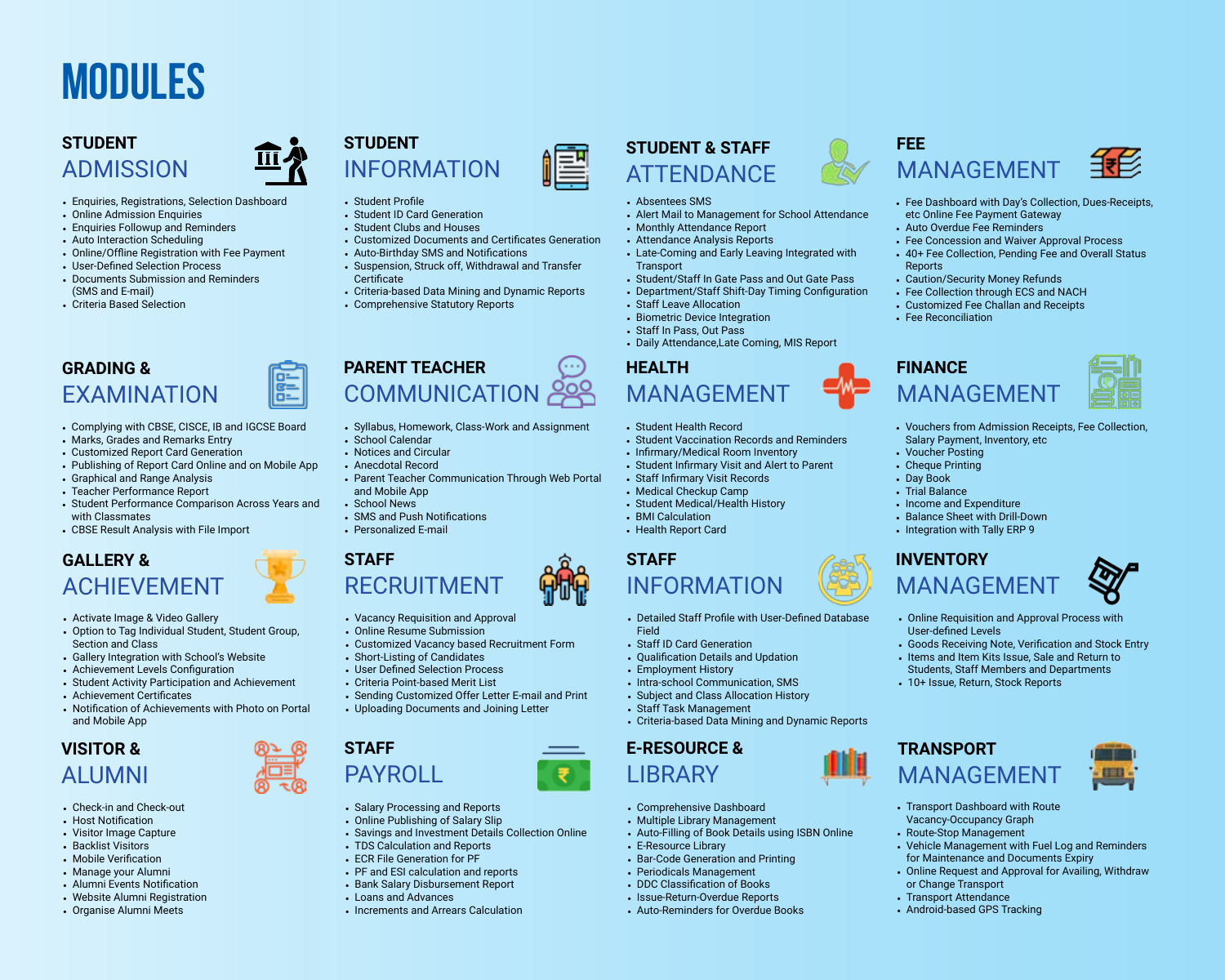# MODULES

## STUDENT ADMISSION

- Enquiries, Registrations, Selection Dashboard
- Online Admission Enquiries
- Enquiries Followup and Reminders
- Auto Interaction Scheduling
- Online/Offline Registration with Fee Payment
- User-Defined Selection Process
- Documents Submission and Reminders (SMS and E-mail)
- Criteria Based Selection

## STUDENT INFORMATION

- Student Profile
- Student ID Card Generation
- Student Clubs and Houses
- Customized Documents and Certificates Generation
- Auto-Birthday SMS and Notifications
- Suspension, Struck off, Withdrawal and Transfer Certificate
- Criteria-based Data Mining and Dynamic Reports
- Comprehensive Statutory Reports

## STUDENT & STAFF ATTENDANCE

- Absentees SMS
- Alert Mail to Management for School Attendance
- Monthly Attendance Report
- Attendance Analysis Reports
- Late-Coming and Early Leaving Integrated with Transport
- Student/Staff In Gate Pass and Out Gate Pass
- Department/Staff Shift-Day Timing Configuration
- Staff Leave Allocation
- Biometric Device Integration
- Staff In Pass, Out Pass
- Daily Attendance,Late Coming, MIS Report

## FEE MANAGEMENT

- Fee Dashboard with Day's Collection, Dues-Receipts, etc Online Fee Payment Gateway
- Auto Overdue Fee Reminders
- Fee Concession and Waiver Approval Process
- 40+ Fee Collection, Pending Fee and Overall Status Reports
- Caution/Security Money Refunds
- Fee Collection through ECS and NACH
- Customized Fee Challan and Receipts
- Fee Reconciliation

## GRADING & EXAMINATION

- Complying with CBSE, CISCE, IB and IGCSE Board
- Marks, Grades and Remarks Entry
- Customized Report Card Generation
- Publishing of Report Card Online and on Mobile App
- Graphical and Range Analysis
- Teacher Performance Report
- Student Performance Comparison Across Years and with Classmates
- CBSE Result Analysis with File Import

## PARENT TEACHER COMMUNICATION

- Syllabus, Homework, Class-Work and Assignment
- School Calendar
- Notices and Circular
- Anecdotal Record
- Parent Teacher Communication Through Web Portal and Mobile App
- School News
- SMS and Push Notifications
- Personalized E-mail

## HEALTH MANAGEMENT

- Student Health Record
- Student Vaccination Records and Reminders
- Infirmary/Medical Room Inventory
- Student Infirmary Visit and Alert to Parent
- Staff Infirmary Visit Records
- Medical Checkup Camp
- Student Medical/Health History
- BMI Calculation
- Health Report Card

## FINANCE MANAGEMENT

- Vouchers from Admission Receipts, Fee Collection, Salary Payment, Inventory, etc
- Voucher Posting
- Cheque Printing
- Day Book
- Trial Balance
- Income and Expenditure
- Balance Sheet with Drill-Down
- Integration with Tally ERP 9

## GALLERY & ACHIEVEMENT

- Activate Image & Video Gallery
- Option to Tag Individual Student, Student Group, Section and Class
- Gallery Integration with School's Website
- Achievement Levels Configuration
- Student Activity Participation and Achievement
- Achievement Certificates
- Notification of Achievements with Photo on Portal and Mobile App

## STAFF RECRUITMENT

- Vacancy Requisition and Approval
- Online Resume Submission
- Customized Vacancy based Recruitment Form
- Short-Listing of Candidates
- User Defined Selection Process
- Criteria Point-based Merit List
- Sending Customized Offer Letter E-mail and Print
- Uploading Documents and Joining Letter

## STAFF INFORMATION

- Detailed Staff Profile with User-Defined Database Field
- Staff ID Card Generation
- Qualification Details and Updation
- Employment History
- Intra-school Communication, SMS
- Subject and Class Allocation History
- Staff Task Management
- Criteria-based Data Mining and Dynamic Reports

## INVENTORY MANAGEMENT

- Online Requisition and Approval Process with User-defined Levels
- Goods Receiving Note, Verification and Stock Entry
- Items and Item Kits Issue, Sale and Return to Students, Staff Members and Departments
- 10+ Issue, Return, Stock Reports

## VISITOR & ALUMNI

- Check-in and Check-out
- Host Notification
- Visitor Image Capture
- Backlist Visitors
- Mobile Verification
- Manage your Alumni
- Alumni Events Notification
- Website Alumni Registration
- Organise Alumni Meets

## STAFF PAYROLL

- Salary Processing and Reports
- Online Publishing of Salary Slip
- Savings and Investment Details Collection Online
- TDS Calculation and Reports
- ECR File Generation for PF
- PF and ESI calculation and reports
- Bank Salary Disbursement Report
- Loans and Advances
- Increments and Arrears Calculation

## E-RESOURCE & LIBRARY

- Comprehensive Dashboard
- Multiple Library Management
- Auto-Filling of Book Details using ISBN Online
- E-Resource Library
- Bar-Code Generation and Printing
- Periodicals Management
- DDC Classification of Books
- Issue-Return-Overdue Reports
- Auto-Reminders for Overdue Books

## TRANSPORT MANAGEMENT

- Transport Dashboard with Route Vacancy-Occupancy Graph
- Route-Stop Management
- Vehicle Management with Fuel Log and Reminders for Maintenance and Documents Expiry
- Online Request and Approval for Availing, Withdraw or Change Transport
- Transport Attendance
- Android-based GPS Tracking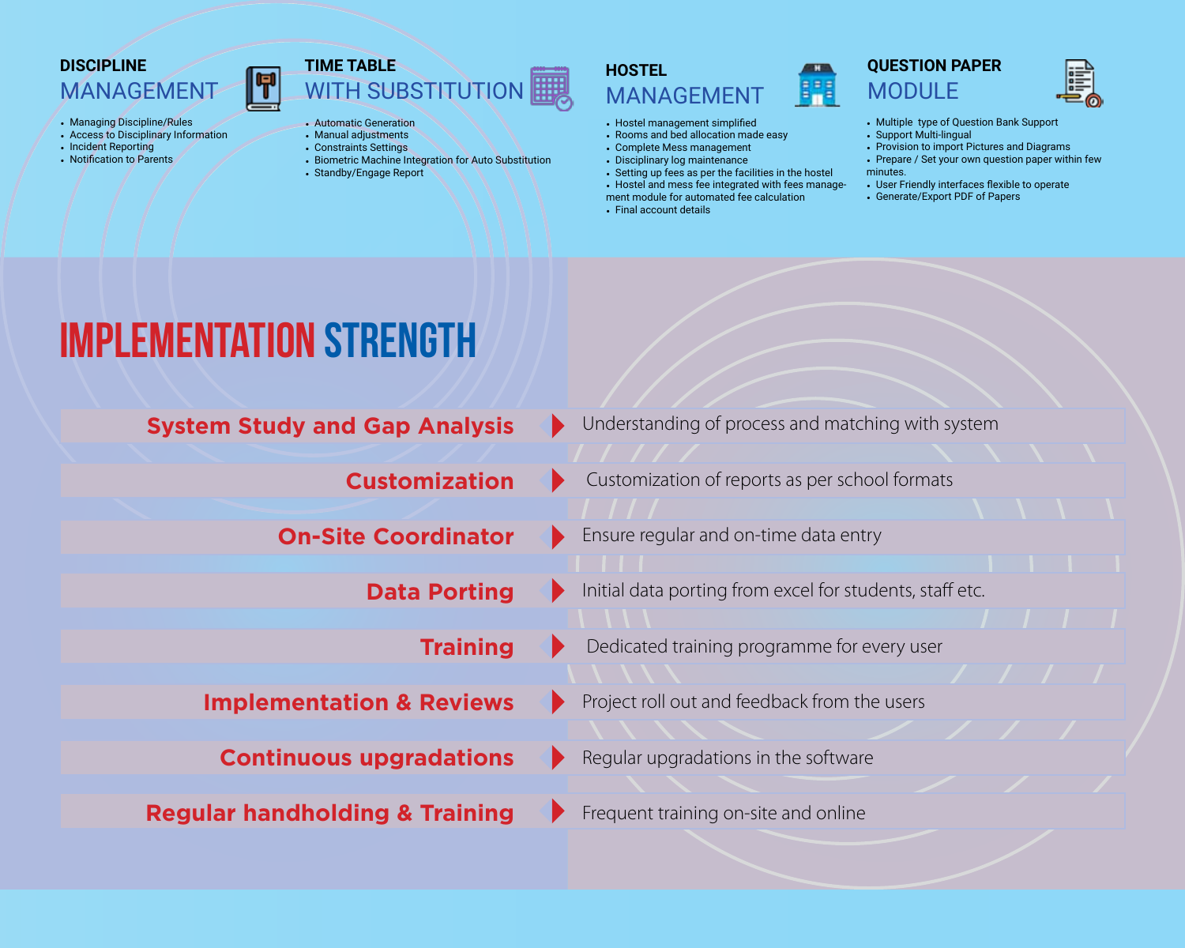## DISCIPLINE MANAGEMENT

- Managing Discipline/Rules
- Access to Disciplinary Information
- Incident Reporting
- Notification to Parents

## TIME TABLE WITH SUBSTITUTION

- Automatic Generation
- Manual adjustments
- Constraints Settings
- Biometric Machine Integration for Auto Substitution
- Standby/Engage Report

## HOSTEL MANAGEMENT

- Hostel management simplified
- Rooms and bed allocation made easy
- Complete Mess management
- Setting up fees as per the facilities in the hostel
- Disciplinary log maintenance
- Hostel and mess fee integrated with fees management module for automated fee calculation
- Final account details

## QUESTION PAPER MODULE

- Multiple type of Question Bank Support
- Support Multi-lingual
- Provision to import Pictures and Diagrams
- Prepare / Set your own question paper within few minutes.
- User Friendly interfaces flexible to operate
- Generate/Export PDF of Papers

# IMPLEMENTATION STRENGTH

| | |
|---|---|
| **System Study and Gap Analysis** | Understanding of process and matching with system |
| **Customization** | Customization of reports as per school formats |
| **On-Site Coordinator** | Ensure regular and on-time data entry |
| **Data Porting** | Initial data porting from excel for students, staff etc. |
| **Training** | Dedicated training programme for every user |
| **Implementation & Reviews** | Project roll out and feedback from the users |
| **Continuous upgradations** | Regular upgradations in the software |
| **Regular handholding & Training** | Frequent training on-site and online |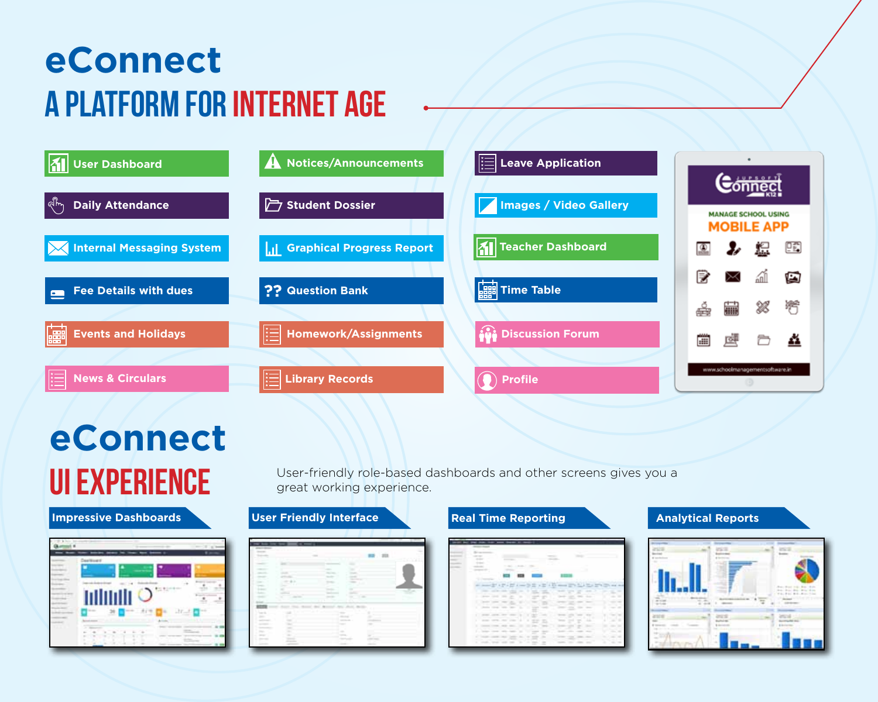# eConnect

## A PLATFORM FOR INTERNET AGE

- User Dashboard
- Daily Attendance
- Internal Messaging System
- Fee Details with dues
- Events and Holidays
- News & Circulars
- Notices/Announcements
- Student Dossier
- Graphical Progress Report
- Question Bank
- Homework/Assignments
- Library Records
- Leave Application
- Images / Video Gallery
- Teacher Dashboard
- Time Table
- Discussion Forum
- Profile

eConnect K12

MANAGE SCHOOL USING **MOBILE APP**

www.schoolmanagementsoftware.in

# eConnect

## UI EXPERIENCE

User-friendly role-based dashboards and other screens gives you a great working experience.

- Impressive Dashboards
- User Friendly Interface
- Real Time Reporting
- Analytical Reports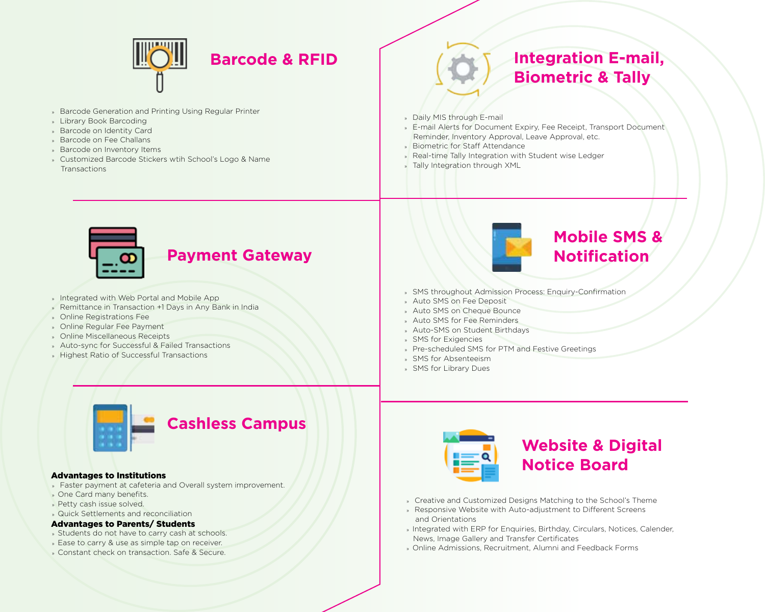## Barcode & RFID

- Barcode Generation and Printing Using Regular Printer
- Library Book Barcoding
- Barcode on Identity Card
- Barcode on Fee Challans
- Barcode on Inventory Items
- Customized Barcode Stickers wtih School's Logo & Name Transactions

## Integration E-mail, Biometric & Tally

- Daily MIS through E-mail
- E-mail Alerts for Document Expiry, Fee Receipt, Transport Document Reminder, Inventory Approval, Leave Approval, etc.
- Biometric for Staff Attendance
- Real-time Tally Integration with Student wise Ledger
- Tally Integration through XML

## Payment Gateway

- Integrated with Web Portal and Mobile App
- Remittance in Transaction +1 Days in Any Bank in India
- Online Registrations Fee
- Online Regular Fee Payment
- Online Miscellaneous Receipts
- Auto-sync for Successful & Failed Transactions
- Highest Ratio of Successful Transactions

## Mobile SMS & Notification

- SMS throughout Admission Process: Enquiry-Confirmation
- Auto SMS on Fee Deposit
- Auto SMS on Cheque Bounce
- Auto SMS for Fee Reminders
- Auto-SMS on Student Birthdays
- SMS for Exigencies
- Pre-scheduled SMS for PTM and Festive Greetings
- SMS for Absenteeism
- SMS for Library Dues

## Cashless Campus

**Advantages to Institutions**

- Faster payment at cafeteria and Overall system improvement.
- One Card many benefits.
- Petty cash issue solved.
- Quick Settlements and reconciliation

**Advantages to Parents/ Students**

- Students do not have to carry cash at schools.
- Ease to carry & use as simple tap on receiver.
- Constant check on transaction. Safe & Secure.

## Website & Digital Notice Board

- Creative and Customized Designs Matching to the School's Theme
- Responsive Website with Auto-adjustment to Different Screens and Orientations
- Integrated with ERP for Enquiries, Birthday, Circulars, Notices, Calender, News, Image Gallery and Transfer Certificates
- Online Admissions, Recruitment, Alumni and Feedback Forms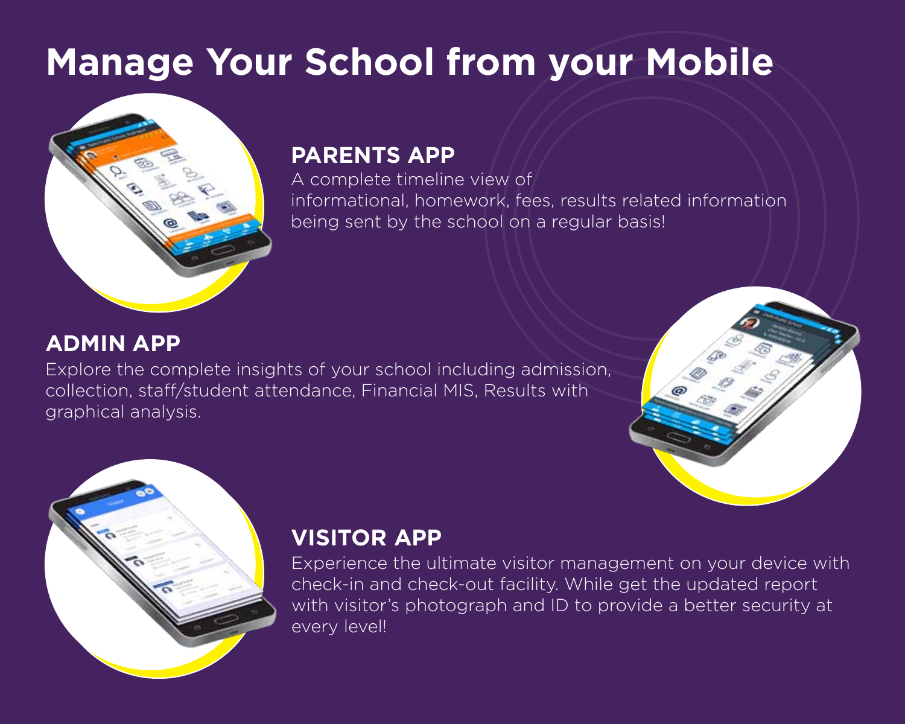# Manage Your School from your Mobile

## PARENTS APP

A complete timeline view of informational, homework, fees, results related information being sent by the school on a regular basis!

## ADMIN APP

Explore the complete insights of your school including admission, collection, staff/student attendance, Financial MIS, Results with graphical analysis.

## VISITOR APP

Experience the ultimate visitor management on your device with check-in and check-out facility. While get the updated report with visitor's photograph and ID to provide a better security at every level!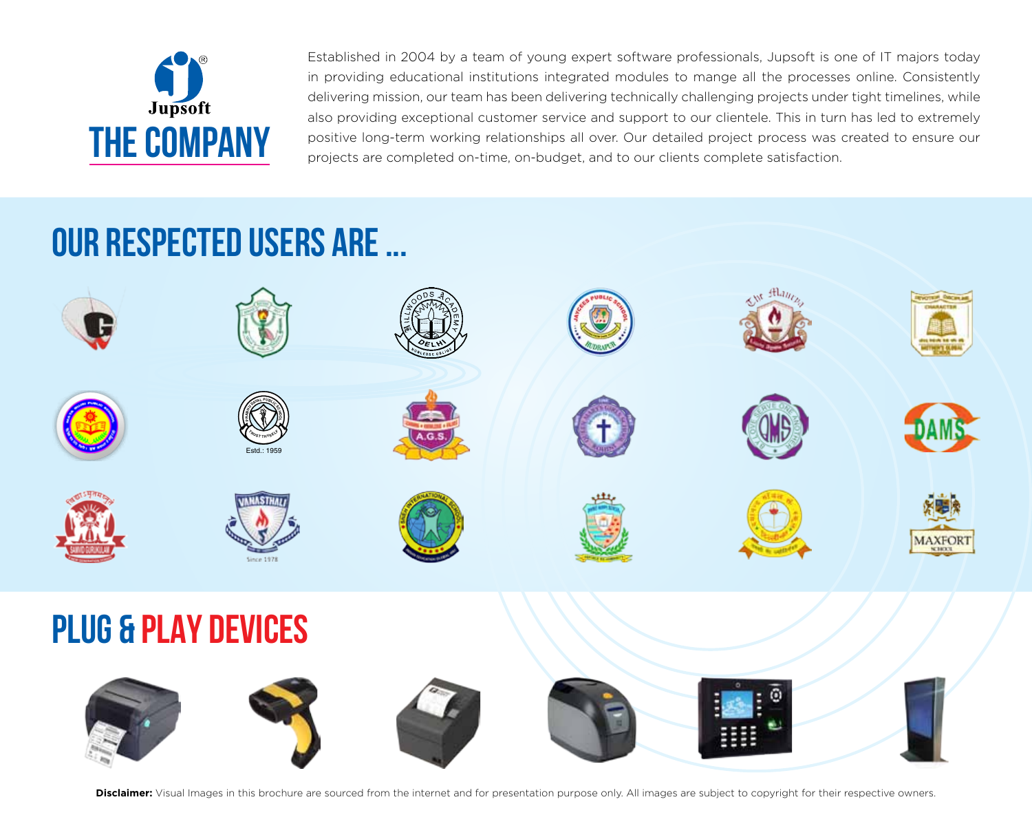# THE COMPANY

Established in 2004 by a team of young expert software professionals, Jupsoft is one of IT majors today in providing educational institutions integrated modules to mange all the processes online. Consistently delivering mission, our team has been delivering technically challenging projects under tight timelines, while also providing exceptional customer service and support to our clientele. This in turn has led to extremely positive long-term working relationships all over. Our detailed project process was created to ensure our projects are completed on-time, on-budget, and to our clients complete satisfaction.

## OUR RESPECTED USERS ARE ...

## PLUG & PLAY DEVICES

**Disclaimer:** Visual Images in this brochure are sourced from the internet and for presentation purpose only. All images are subject to copyright for their respective owners.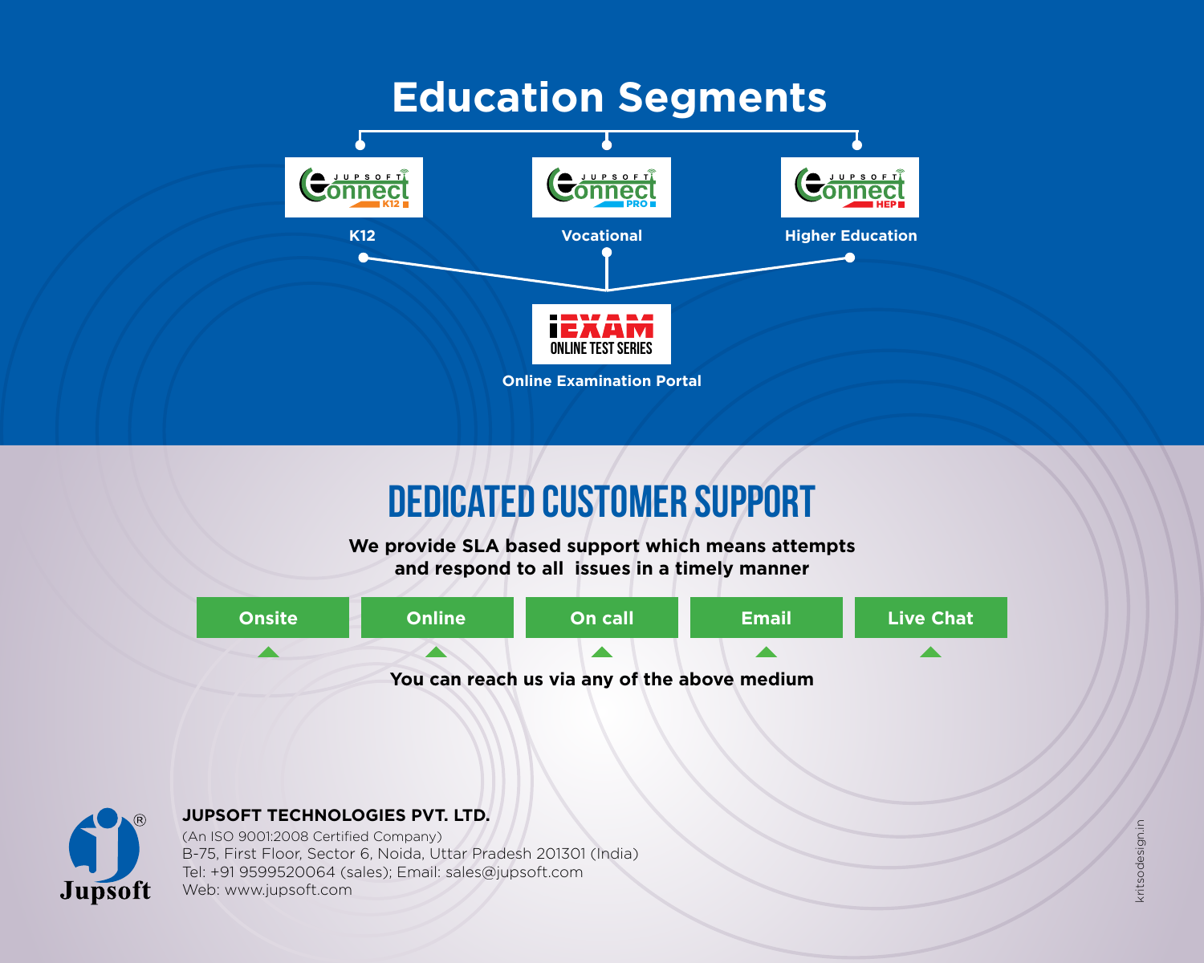# Education Segments

JUPSOFT Connect K12

**K12**

JUPSOFT Connect PRO

**Vocational**

JUPSOFT Connect HEP

**Higher Education**

iEXAM ONLINE TEST SERIES

**Online Examination Portal**

## DEDICATED CUSTOMER SUPPORT

**We provide SLA based support which means attempts and respond to all issues in a timely manner**

**Onsite** | **Online** | **On call** | **Email** | **Live Chat**

**You can reach us via any of the above medium**

Jupsoft®

**JUPSOFT TECHNOLOGIES PVT. LTD.**

(An ISO 9001:2008 Certified Company)
B-75, First Floor, Sector 6, Noida, Uttar Pradesh 201301 (India)
Tel: +91 9599520064 (sales); Email: sales@jupsoft.com
Web: www.jupsoft.com

kritsodesign.in